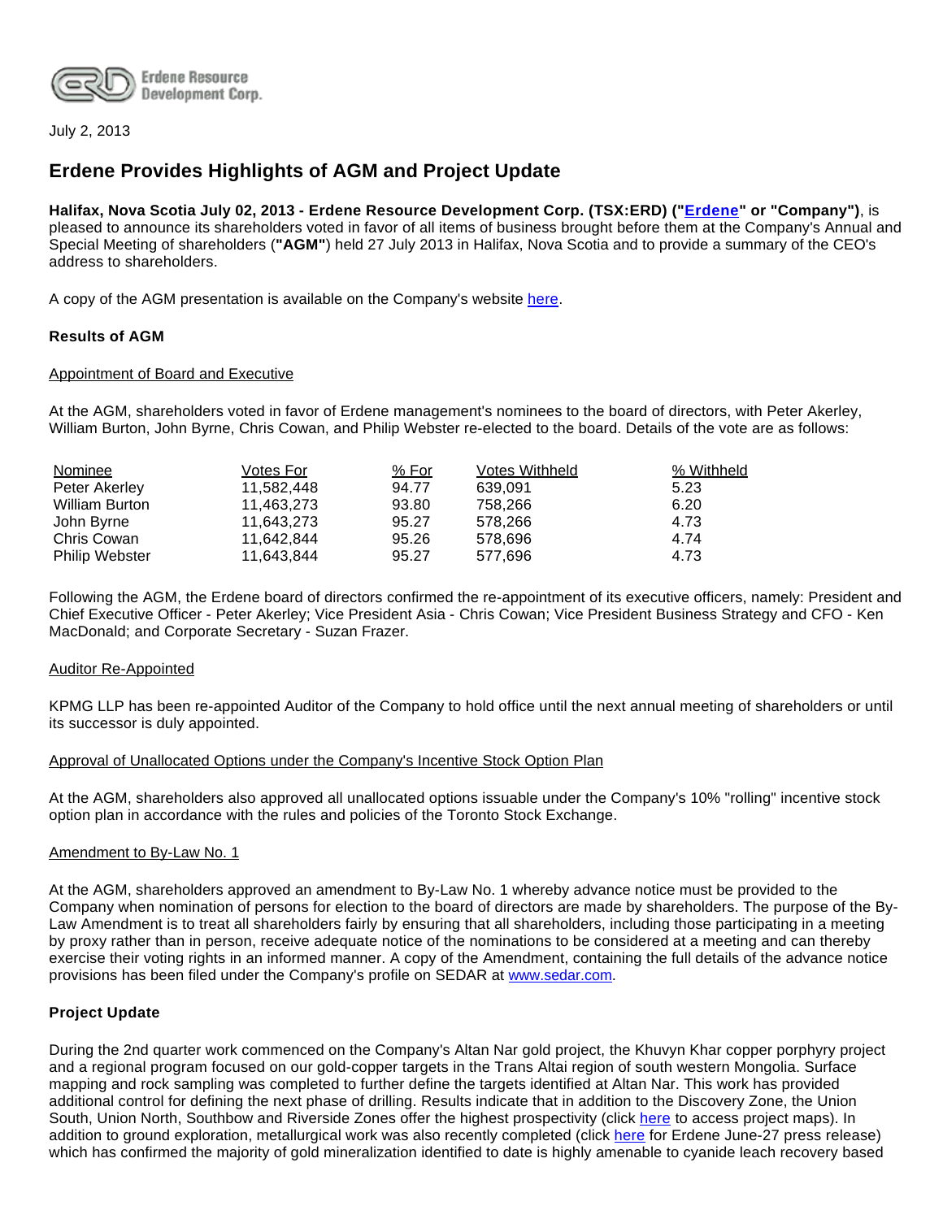Erdene Resource Development Corp.

July 2, 2013

# Erdene Provides Highlights of AGM and Project Update

**Halifax, Nova Scotia July 02, 2013 - Erdene Resource Development Corp. (TSX:ERD) ("Erdene" or "Company")**, is pleased to announce its shareholders voted in favor of all items of business brought before them at the Company's Annual and Special Meeting of shareholders (**"AGM"**) held 27 July 2013 in Halifax, Nova Scotia and to provide a summary of the CEO's address to shareholders.

A copy of the AGM presentation is available on the Company's website here.

### Results of AGM

Appointment of Board and Executive

At the AGM, shareholders voted in favor of Erdene management's nominees to the board of directors, with Peter Akerley, William Burton, John Byrne, Chris Cowan, and Philip Webster re-elected to the board. Details of the vote are as follows:

| Nominee | Votes For | % For | Votes Withheld | % Withheld |
|---|---|---|---|---|
| Peter Akerley | 11,582,448 | 94.77 | 639,091 | 5.23 |
| William Burton | 11,463,273 | 93.80 | 758,266 | 6.20 |
| John Byrne | 11,643,273 | 95.27 | 578,266 | 4.73 |
| Chris Cowan | 11,642,844 | 95.26 | 578,696 | 4.74 |
| Philip Webster | 11,643,844 | 95.27 | 577,696 | 4.73 |

Following the AGM, the Erdene board of directors confirmed the re-appointment of its executive officers, namely: President and Chief Executive Officer - Peter Akerley; Vice President Asia - Chris Cowan; Vice President Business Strategy and CFO - Ken MacDonald; and Corporate Secretary - Suzan Frazer.

Auditor Re-Appointed

KPMG LLP has been re-appointed Auditor of the Company to hold office until the next annual meeting of shareholders or until its successor is duly appointed.

Approval of Unallocated Options under the Company's Incentive Stock Option Plan

At the AGM, shareholders also approved all unallocated options issuable under the Company's 10% "rolling" incentive stock option plan in accordance with the rules and policies of the Toronto Stock Exchange.

Amendment to By-Law No. 1

At the AGM, shareholders approved an amendment to By-Law No. 1 whereby advance notice must be provided to the Company when nomination of persons for election to the board of directors are made by shareholders. The purpose of the By-Law Amendment is to treat all shareholders fairly by ensuring that all shareholders, including those participating in a meeting by proxy rather than in person, receive adequate notice of the nominations to be considered at a meeting and can thereby exercise their voting rights in an informed manner. A copy of the Amendment, containing the full details of the advance notice provisions has been filed under the Company's profile on SEDAR at www.sedar.com.

### Project Update

During the 2nd quarter work commenced on the Company's Altan Nar gold project, the Khuvyn Khar copper porphyry project and a regional program focused on our gold-copper targets in the Trans Altai region of south western Mongolia. Surface mapping and rock sampling was completed to further define the targets identified at Altan Nar. This work has provided additional control for defining the next phase of drilling. Results indicate that in addition to the Discovery Zone, the Union South, Union North, Southbow and Riverside Zones offer the highest prospectivity (click here to access project maps). In addition to ground exploration, metallurgical work was also recently completed (click here for Erdene June-27 press release) which has confirmed the majority of gold mineralization identified to date is highly amenable to cyanide leach recovery based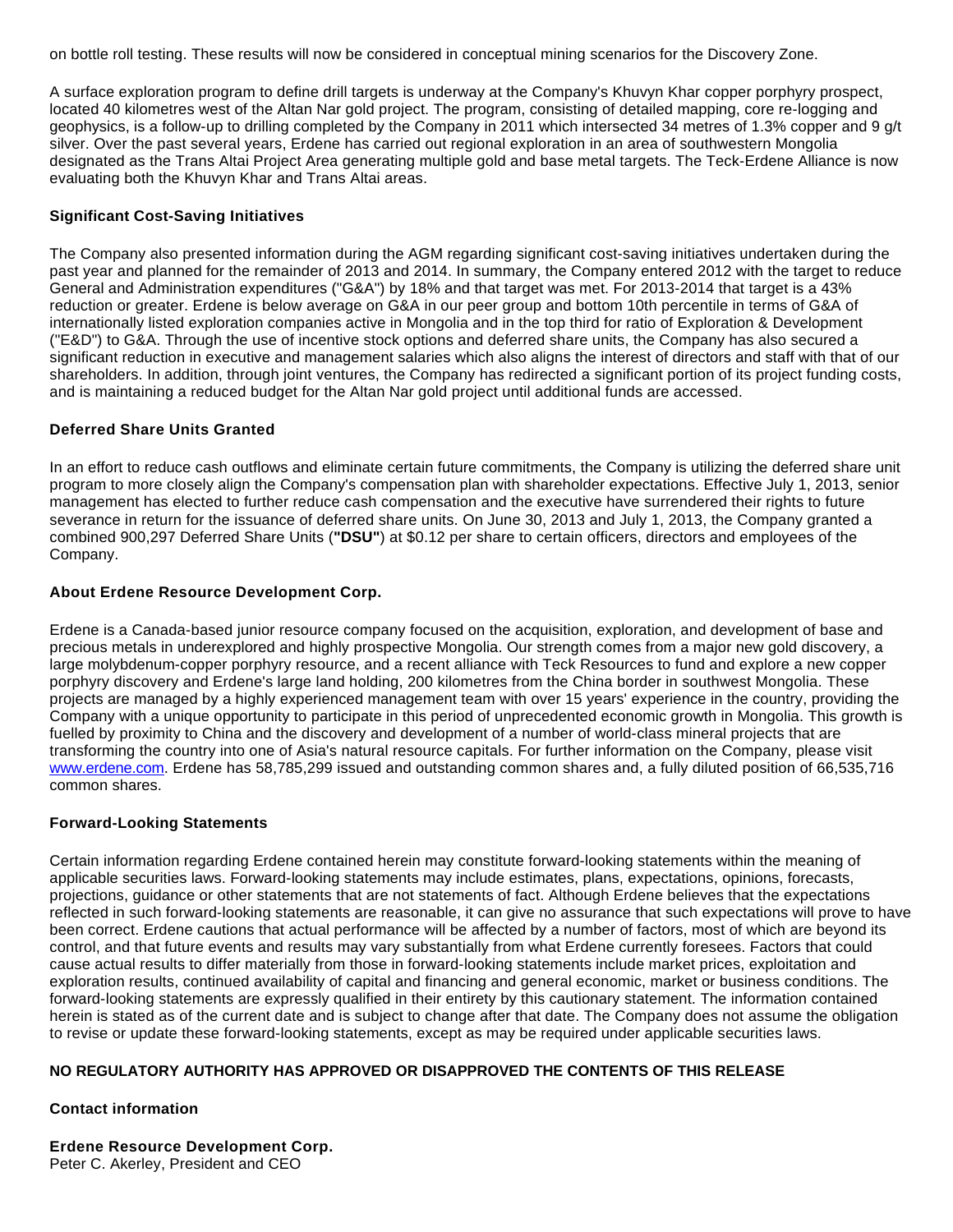on bottle roll testing. These results will now be considered in conceptual mining scenarios for the Discovery Zone.

A surface exploration program to define drill targets is underway at the Company's Khuvyn Khar copper porphyry prospect, located 40 kilometres west of the Altan Nar gold project. The program, consisting of detailed mapping, core re-logging and geophysics, is a follow-up to drilling completed by the Company in 2011 which intersected 34 metres of 1.3% copper and 9 g/t silver. Over the past several years, Erdene has carried out regional exploration in an area of southwestern Mongolia designated as the Trans Altai Project Area generating multiple gold and base metal targets. The Teck-Erdene Alliance is now evaluating both the Khuvyn Khar and Trans Altai areas.

**Significant Cost-Saving Initiatives**

The Company also presented information during the AGM regarding significant cost-saving initiatives undertaken during the past year and planned for the remainder of 2013 and 2014. In summary, the Company entered 2012 with the target to reduce General and Administration expenditures ("G&A") by 18% and that target was met. For 2013-2014 that target is a 43% reduction or greater. Erdene is below average on G&A in our peer group and bottom 10th percentile in terms of G&A of internationally listed exploration companies active in Mongolia and in the top third for ratio of Exploration & Development ("E&D") to G&A. Through the use of incentive stock options and deferred share units, the Company has also secured a significant reduction in executive and management salaries which also aligns the interest of directors and staff with that of our shareholders. In addition, through joint ventures, the Company has redirected a significant portion of its project funding costs, and is maintaining a reduced budget for the Altan Nar gold project until additional funds are accessed.

**Deferred Share Units Granted**

In an effort to reduce cash outflows and eliminate certain future commitments, the Company is utilizing the deferred share unit program to more closely align the Company's compensation plan with shareholder expectations. Effective July 1, 2013, senior management has elected to further reduce cash compensation and the executive have surrendered their rights to future severance in return for the issuance of deferred share units. On June 30, 2013 and July 1, 2013, the Company granted a combined 900,297 Deferred Share Units (**"DSU"**) at $0.12 per share to certain officers, directors and employees of the Company.

**About Erdene Resource Development Corp.**

Erdene is a Canada-based junior resource company focused on the acquisition, exploration, and development of base and precious metals in underexplored and highly prospective Mongolia. Our strength comes from a major new gold discovery, a large molybdenum-copper porphyry resource, and a recent alliance with Teck Resources to fund and explore a new copper porphyry discovery and Erdene's large land holding, 200 kilometres from the China border in southwest Mongolia. These projects are managed by a highly experienced management team with over 15 years' experience in the country, providing the Company with a unique opportunity to participate in this period of unprecedented economic growth in Mongolia. This growth is fuelled by proximity to China and the discovery and development of a number of world-class mineral projects that are transforming the country into one of Asia's natural resource capitals. For further information on the Company, please visit [www.erdene.com](http://www.erdene.com). Erdene has 58,785,299 issued and outstanding common shares and, a fully diluted position of 66,535,716 common shares.

**Forward-Looking Statements**

Certain information regarding Erdene contained herein may constitute forward-looking statements within the meaning of applicable securities laws. Forward-looking statements may include estimates, plans, expectations, opinions, forecasts, projections, guidance or other statements that are not statements of fact. Although Erdene believes that the expectations reflected in such forward-looking statements are reasonable, it can give no assurance that such expectations will prove to have been correct. Erdene cautions that actual performance will be affected by a number of factors, most of which are beyond its control, and that future events and results may vary substantially from what Erdene currently foresees. Factors that could cause actual results to differ materially from those in forward-looking statements include market prices, exploitation and exploration results, continued availability of capital and financing and general economic, market or business conditions. The forward-looking statements are expressly qualified in their entirety by this cautionary statement. The information contained herein is stated as of the current date and is subject to change after that date. The Company does not assume the obligation to revise or update these forward-looking statements, except as may be required under applicable securities laws.

**NO REGULATORY AUTHORITY HAS APPROVED OR DISAPPROVED THE CONTENTS OF THIS RELEASE**

**Contact information**

**Erdene Resource Development Corp.**
Peter C. Akerley, President and CEO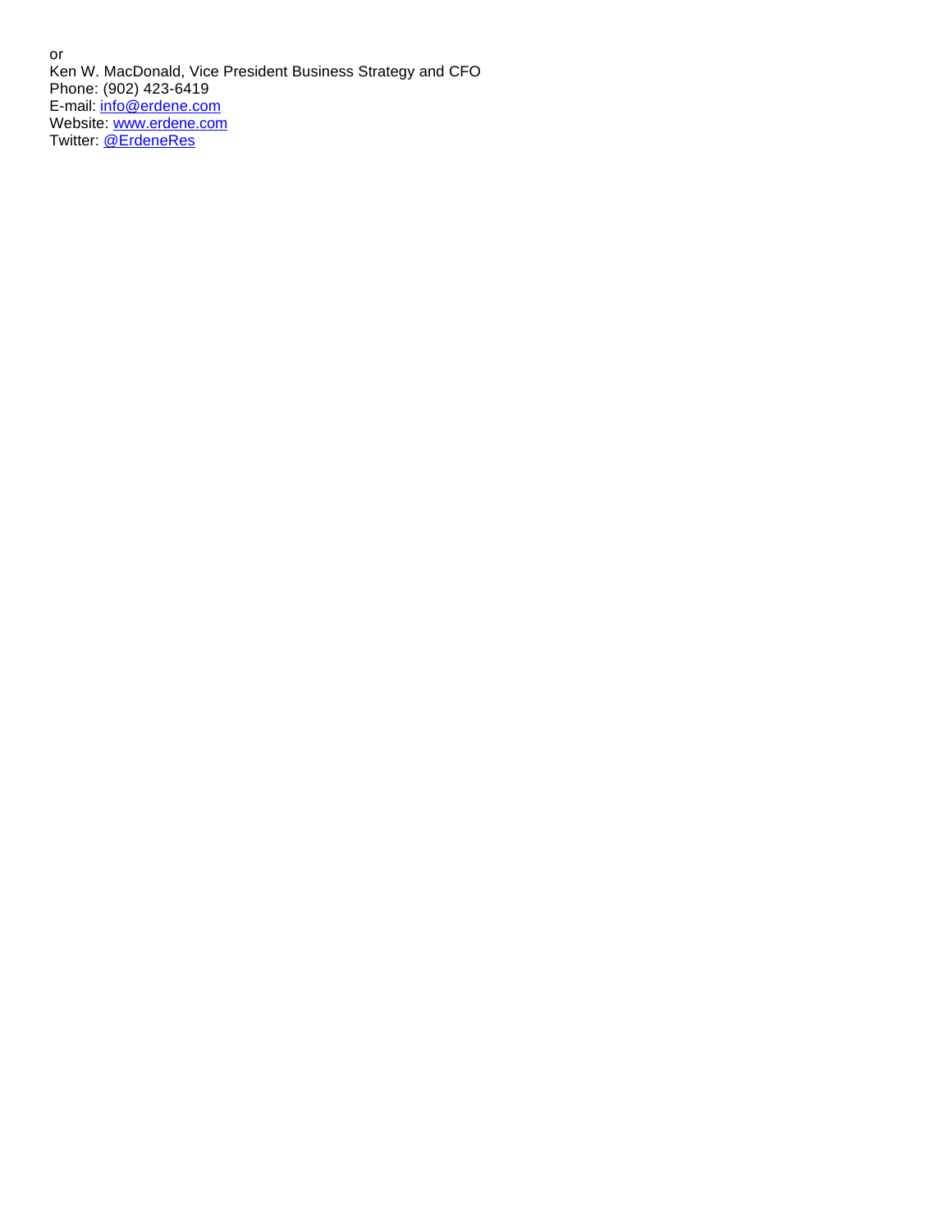or
Ken W. MacDonald, Vice President Business Strategy and CFO
Phone: (902) 423-6419
E-mail: info@erdene.com
Website: www.erdene.com
Twitter: @ErdeneRes